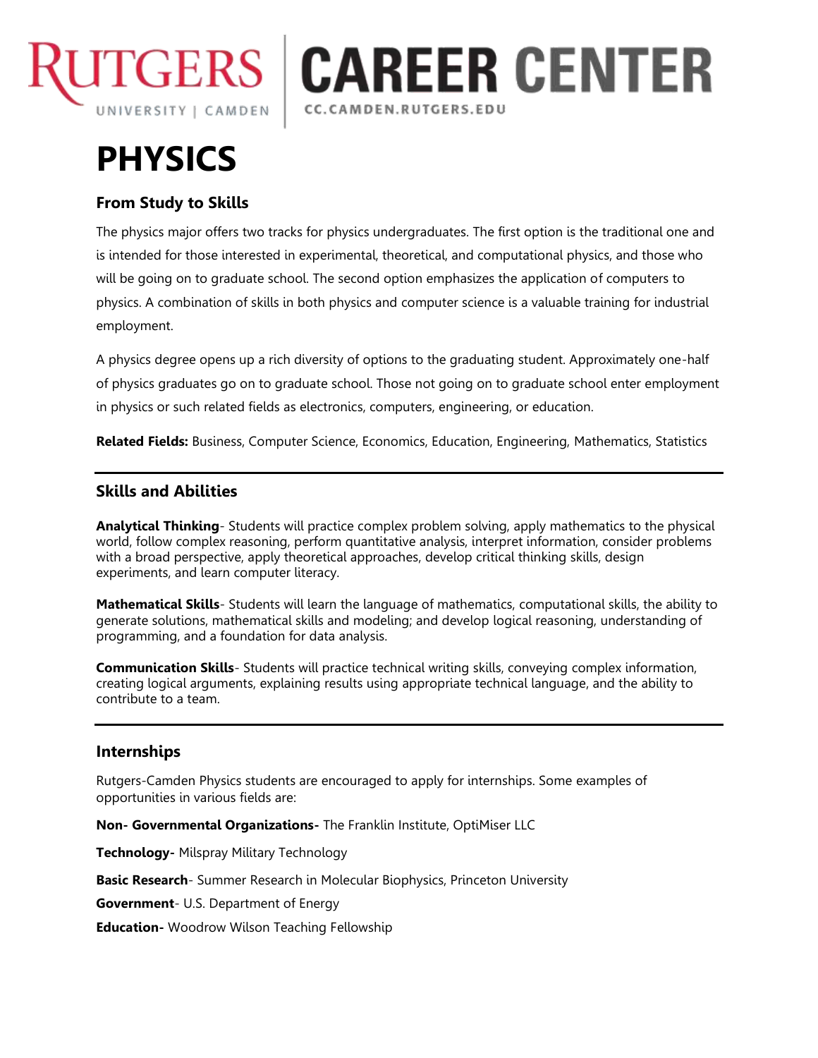RUTGERS

UNIVERSITY | CAMDEN

CAREER CENTER

CC.CAMDEN.RUTGERS.EDU

# PHYSICS

## From Study to Skills

The physics major offers two tracks for physics undergraduates. The first option is the traditional one and is intended for those interested in experimental, theoretical, and computational physics, and those who will be going on to graduate school. The second option emphasizes the application of computers to physics. A combination of skills in both physics and computer science is a valuable training for industrial employment.

A physics degree opens up a rich diversity of options to the graduating student. Approximately one-half of physics graduates go on to graduate school. Those not going on to graduate school enter employment in physics or such related fields as electronics, computers, engineering, or education.

**Related Fields:** Business, Computer Science, Economics, Education, Engineering, Mathematics, Statistics

---

## Skills and Abilities

**Analytical Thinking**- Students will practice complex problem solving, apply mathematics to the physical world, follow complex reasoning, perform quantitative analysis, interpret information, consider problems with a broad perspective, apply theoretical approaches, develop critical thinking skills, design experiments, and learn computer literacy.

**Mathematical Skills**- Students will learn the language of mathematics, computational skills, the ability to generate solutions, mathematical skills and modeling; and develop logical reasoning, understanding of programming, and a foundation for data analysis.

**Communication Skills**- Students will practice technical writing skills, conveying complex information, creating logical arguments, explaining results using appropriate technical language, and the ability to contribute to a team.

---

## Internships

Rutgers-Camden Physics students are encouraged to apply for internships. Some examples of opportunities in various fields are:

**Non- Governmental Organizations-** The Franklin Institute, OptiMiser LLC

**Technology-** Milspray Military Technology

**Basic Research**- Summer Research in Molecular Biophysics, Princeton University

**Government**- U.S. Department of Energy

**Education-** Woodrow Wilson Teaching Fellowship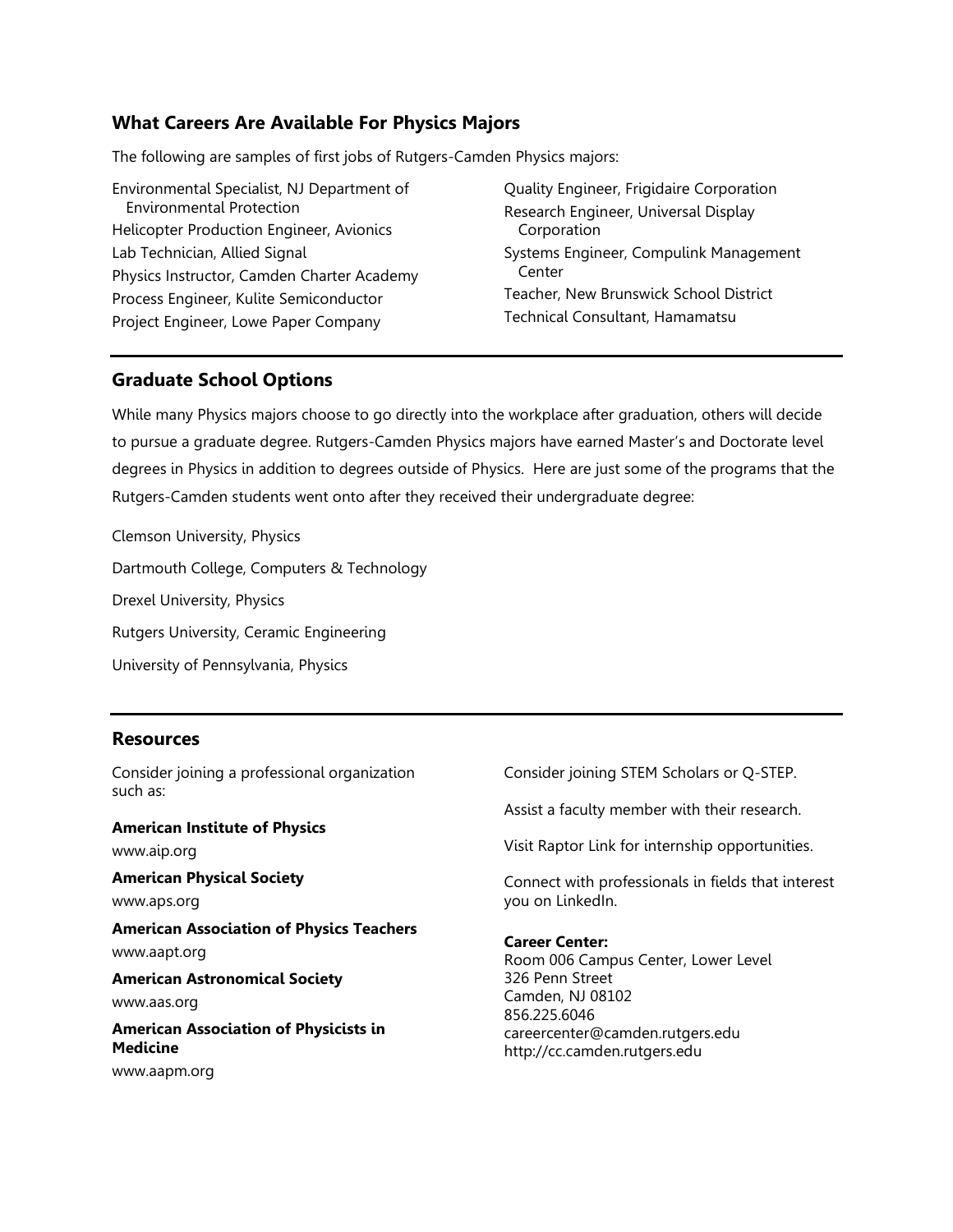## What Careers Are Available For Physics Majors

The following are samples of first jobs of Rutgers-Camden Physics majors:

Environmental Specialist, NJ Department of Environmental Protection
Helicopter Production Engineer, Avionics
Lab Technician, Allied Signal
Physics Instructor, Camden Charter Academy
Process Engineer, Kulite Semiconductor
Project Engineer, Lowe Paper Company
Quality Engineer, Frigidaire Corporation
Research Engineer, Universal Display Corporation
Systems Engineer, Compulink Management Center
Teacher, New Brunswick School District
Technical Consultant, Hamamatsu

## Graduate School Options

While many Physics majors choose to go directly into the workplace after graduation, others will decide to pursue a graduate degree. Rutgers-Camden Physics majors have earned Master's and Doctorate level degrees in Physics in addition to degrees outside of Physics. Here are just some of the programs that the Rutgers-Camden students went onto after they received their undergraduate degree:

Clemson University, Physics

Dartmouth College, Computers & Technology

Drexel University, Physics

Rutgers University, Ceramic Engineering

University of Pennsylvania, Physics

## Resources

Consider joining a professional organization such as:

**American Institute of Physics**
www.aip.org

**American Physical Society**
www.aps.org

**American Association of Physics Teachers**
www.aapt.org

**American Astronomical Society**
www.aas.org

**American Association of Physicists in Medicine**
www.aapm.org

Consider joining STEM Scholars or Q-STEP.

Assist a faculty member with their research.

Visit Raptor Link for internship opportunities.

Connect with professionals in fields that interest you on LinkedIn.

**Career Center:**
Room 006 Campus Center, Lower Level
326 Penn Street
Camden, NJ 08102
856.225.6046
careercenter@camden.rutgers.edu
http://cc.camden.rutgers.edu